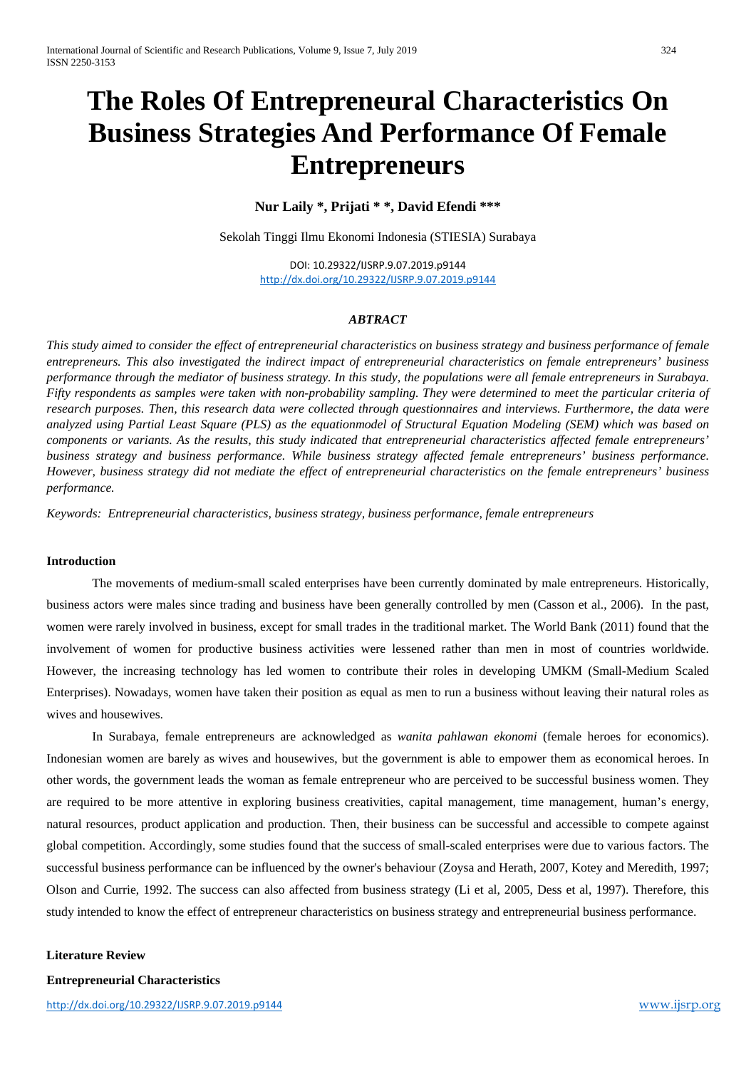# The Roles Of Entrepreneural Characteristics On Business Strategies And Performance Of Female Entrepreneurs

**Nur Laily \*, Prijati \* \*, David Efendi \*\*\***

Sekolah Tinggi Ilmu Ekonomi Indonesia (STIESIA) Surabaya

DOI: 10.29322/IJSRP.9.07.2019.p9144
http://dx.doi.org/10.29322/IJSRP.9.07.2019.p9144

### *ABTRACT*

*This study aimed to consider the effect of entrepreneurial characteristics on business strategy and business performance of female entrepreneurs. This also investigated the indirect impact of entrepreneurial characteristics on female entrepreneurs' business performance through the mediator of business strategy. In this study, the populations were all female entrepreneurs in Surabaya. Fifty respondents as samples were taken with non-probability sampling. They were determined to meet the particular criteria of research purposes. Then, this research data were collected through questionnaires and interviews. Furthermore, the data were analyzed using Partial Least Square (PLS) as the equationmodel of Structural Equation Modeling (SEM) which was based on components or variants. As the results, this study indicated that entrepreneurial characteristics affected female entrepreneurs' business strategy and business performance. While business strategy affected female entrepreneurs' business performance. However, business strategy did not mediate the effect of entrepreneurial characteristics on the female entrepreneurs' business performance.*

*Keywords: Entrepreneurial characteristics, business strategy, business performance, female entrepreneurs*

## Introduction

The movements of medium-small scaled enterprises have been currently dominated by male entrepreneurs. Historically, business actors were males since trading and business have been generally controlled by men (Casson et al., 2006). In the past, women were rarely involved in business, except for small trades in the traditional market. The World Bank (2011) found that the involvement of women for productive business activities were lessened rather than men in most of countries worldwide. However, the increasing technology has led women to contribute their roles in developing UMKM (Small-Medium Scaled Enterprises). Nowadays, women have taken their position as equal as men to run a business without leaving their natural roles as wives and housewives.

In Surabaya, female entrepreneurs are acknowledged as *wanita pahlawan ekonomi* (female heroes for economics). Indonesian women are barely as wives and housewives, but the government is able to empower them as economical heroes. In other words, the government leads the woman as female entrepreneur who are perceived to be successful business women. They are required to be more attentive in exploring business creativities, capital management, time management, human's energy, natural resources, product application and production. Then, their business can be successful and accessible to compete against global competition. Accordingly, some studies found that the success of small-scaled enterprises were due to various factors. The successful business performance can be influenced by the owner's behaviour (Zoysa and Herath, 2007, Kotey and Meredith, 1997; Olson and Currie, 1992. The success can also affected from business strategy (Li et al, 2005, Dess et al, 1997). Therefore, this study intended to know the effect of entrepreneur characteristics on business strategy and entrepreneurial business performance.

## Literature Review

### Entrepreneurial Characteristics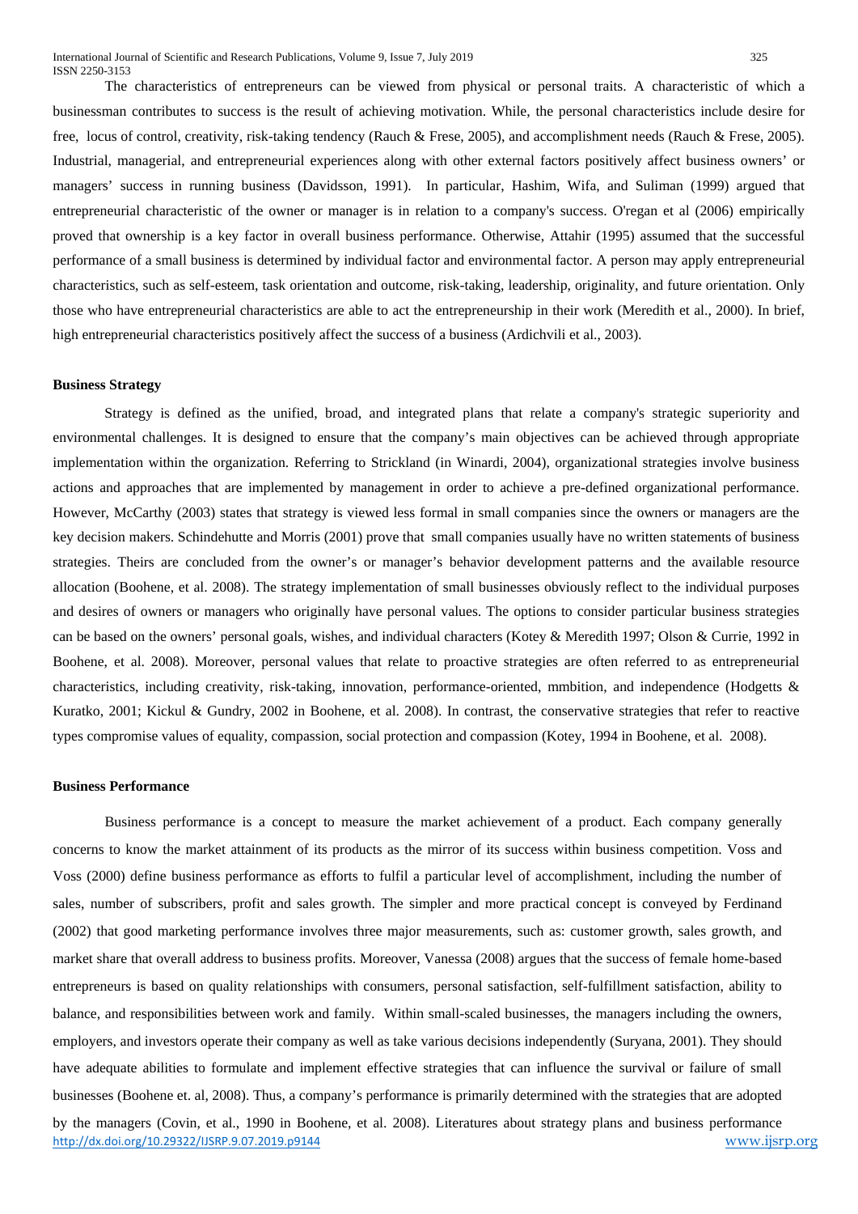The characteristics of entrepreneurs can be viewed from physical or personal traits. A characteristic of which a businessman contributes to success is the result of achieving motivation. While, the personal characteristics include desire for free, locus of control, creativity, risk-taking tendency (Rauch & Frese, 2005), and accomplishment needs (Rauch & Frese, 2005). Industrial, managerial, and entrepreneurial experiences along with other external factors positively affect business owners' or managers' success in running business (Davidsson, 1991). In particular, Hashim, Wifa, and Suliman (1999) argued that entrepreneurial characteristic of the owner or manager is in relation to a company's success. O'regan et al (2006) empirically proved that ownership is a key factor in overall business performance. Otherwise, Attahir (1995) assumed that the successful performance of a small business is determined by individual factor and environmental factor. A person may apply entrepreneurial characteristics, such as self-esteem, task orientation and outcome, risk-taking, leadership, originality, and future orientation. Only those who have entrepreneurial characteristics are able to act the entrepreneurship in their work (Meredith et al., 2000). In brief, high entrepreneurial characteristics positively affect the success of a business (Ardichvili et al., 2003).

**Business Strategy**

Strategy is defined as the unified, broad, and integrated plans that relate a company's strategic superiority and environmental challenges. It is designed to ensure that the company's main objectives can be achieved through appropriate implementation within the organization. Referring to Strickland (in Winardi, 2004), organizational strategies involve business actions and approaches that are implemented by management in order to achieve a pre-defined organizational performance. However, McCarthy (2003) states that strategy is viewed less formal in small companies since the owners or managers are the key decision makers. Schindehutte and Morris (2001) prove that small companies usually have no written statements of business strategies. Theirs are concluded from the owner's or manager's behavior development patterns and the available resource allocation (Boohene, et al. 2008). The strategy implementation of small businesses obviously reflect to the individual purposes and desires of owners or managers who originally have personal values. The options to consider particular business strategies can be based on the owners' personal goals, wishes, and individual characters (Kotey & Meredith 1997; Olson & Currie, 1992 in Boohene, et al. 2008). Moreover, personal values that relate to proactive strategies are often referred to as entrepreneurial characteristics, including creativity, risk-taking, innovation, performance-oriented, mmbition, and independence (Hodgetts & Kuratko, 2001; Kickul & Gundry, 2002 in Boohene, et al. 2008). In contrast, the conservative strategies that refer to reactive types compromise values of equality, compassion, social protection and compassion (Kotey, 1994 in Boohene, et al. 2008).

**Business Performance**

Business performance is a concept to measure the market achievement of a product. Each company generally concerns to know the market attainment of its products as the mirror of its success within business competition. Voss and Voss (2000) define business performance as efforts to fulfil a particular level of accomplishment, including the number of sales, number of subscribers, profit and sales growth. The simpler and more practical concept is conveyed by Ferdinand (2002) that good marketing performance involves three major measurements, such as: customer growth, sales growth, and market share that overall address to business profits. Moreover, Vanessa (2008) argues that the success of female home-based entrepreneurs is based on quality relationships with consumers, personal satisfaction, self-fulfillment satisfaction, ability to balance, and responsibilities between work and family. Within small-scaled businesses, the managers including the owners, employers, and investors operate their company as well as take various decisions independently (Suryana, 2001). They should have adequate abilities to formulate and implement effective strategies that can influence the survival or failure of small businesses (Boohene et. al, 2008). Thus, a company's performance is primarily determined with the strategies that are adopted by the managers (Covin, et al., 1990 in Boohene, et al. 2008). Literatures about strategy plans and business performance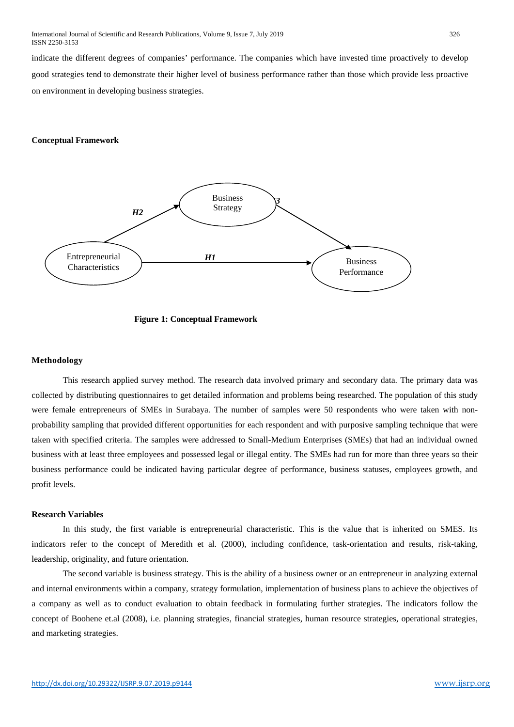indicate the different degrees of companies' performance. The companies which have invested time proactively to develop good strategies tend to demonstrate their higher level of business performance rather than those which provide less proactive on environment in developing business strategies.

**Conceptual Framework**

Business Strategy

H2

3

Entrepreneurial Characteristics

H1

Business Performance

**Figure 1: Conceptual Framework**

**Methodology**

This research applied survey method. The research data involved primary and secondary data. The primary data was collected by distributing questionnaires to get detailed information and problems being researched. The population of this study were female entrepreneurs of SMEs in Surabaya. The number of samples were 50 respondents who were taken with non-probability sampling that provided different opportunities for each respondent and with purposive sampling technique that were taken with specified criteria. The samples were addressed to Small-Medium Enterprises (SMEs) that had an individual owned business with at least three employees and possessed legal or illegal entity. The SMEs had run for more than three years so their business performance could be indicated having particular degree of performance, business statuses, employees growth, and profit levels.

**Research Variables**

In this study, the first variable is entrepreneurial characteristic. This is the value that is inherited on SMES. Its indicators refer to the concept of Meredith et al. (2000), including confidence, task-orientation and results, risk-taking, leadership, originality, and future orientation.

The second variable is business strategy. This is the ability of a business owner or an entrepreneur in analyzing external and internal environments within a company, strategy formulation, implementation of business plans to achieve the objectives of a company as well as to conduct evaluation to obtain feedback in formulating further strategies. The indicators follow the concept of Boohene et.al (2008), i.e. planning strategies, financial strategies, human resource strategies, operational strategies, and marketing strategies.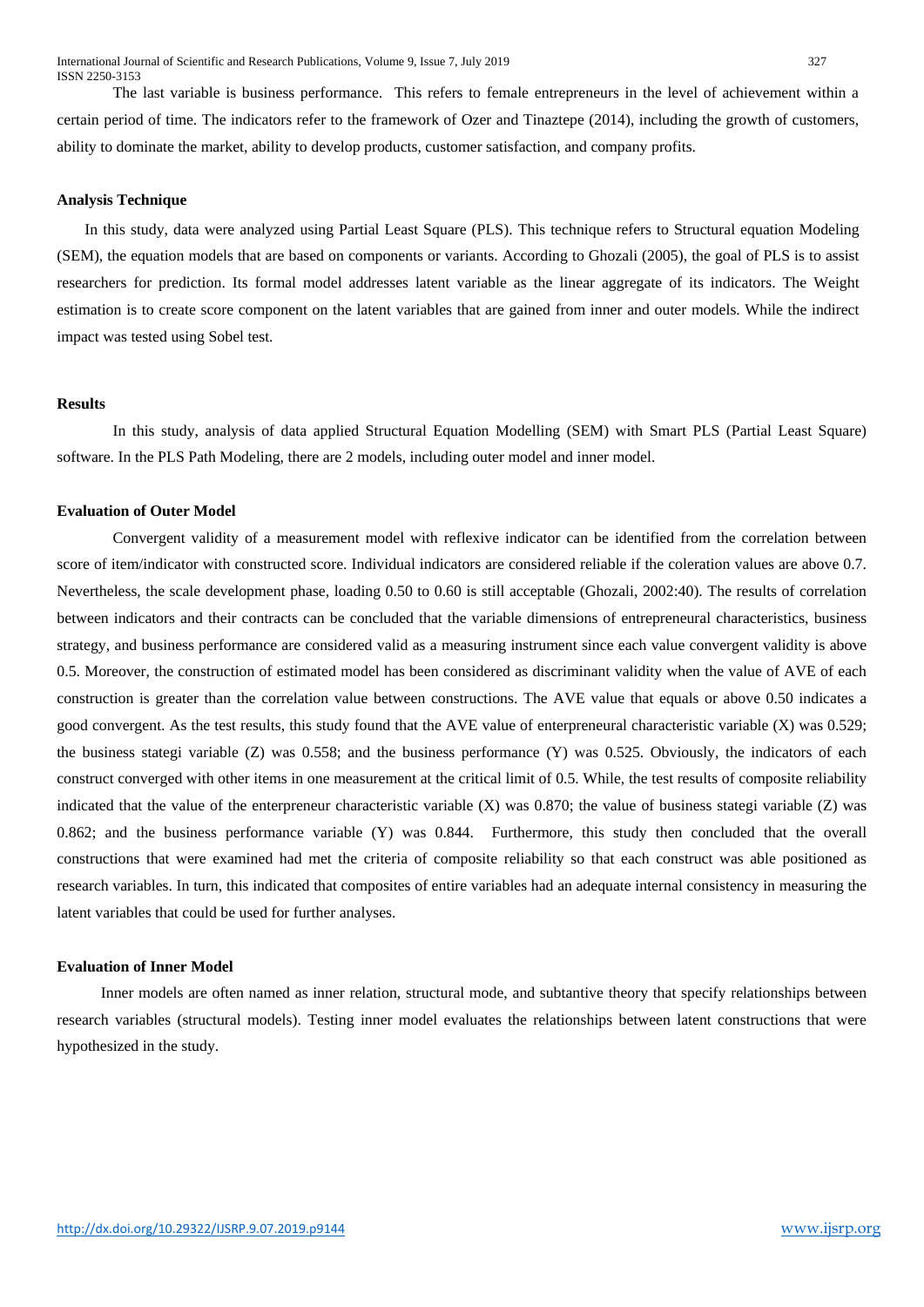The last variable is business performance. This refers to female entrepreneurs in the level of achievement within a certain period of time. The indicators refer to the framework of Ozer and Tinaztepe (2014), including the growth of customers, ability to dominate the market, ability to develop products, customer satisfaction, and company profits.

### Analysis Technique

In this study, data were analyzed using Partial Least Square (PLS). This technique refers to Structural equation Modeling (SEM), the equation models that are based on components or variants. According to Ghozali (2005), the goal of PLS is to assist researchers for prediction. Its formal model addresses latent variable as the linear aggregate of its indicators. The Weight estimation is to create score component on the latent variables that are gained from inner and outer models. While the indirect impact was tested using Sobel test.

### Results

In this study, analysis of data applied Structural Equation Modelling (SEM) with Smart PLS (Partial Least Square) software. In the PLS Path Modeling, there are 2 models, including outer model and inner model.

### Evaluation of Outer Model

Convergent validity of a measurement model with reflexive indicator can be identified from the correlation between score of item/indicator with constructed score. Individual indicators are considered reliable if the coleration values are above 0.7. Nevertheless, the scale development phase, loading 0.50 to 0.60 is still acceptable (Ghozali, 2002:40). The results of correlation between indicators and their contracts can be concluded that the variable dimensions of entrepreneural characteristics, business strategy, and business performance are considered valid as a measuring instrument since each value convergent validity is above 0.5. Moreover, the construction of estimated model has been considered as discriminant validity when the value of AVE of each construction is greater than the correlation value between constructions. The AVE value that equals or above 0.50 indicates a good convergent. As the test results, this study found that the AVE value of enterpreneural characteristic variable (X) was 0.529; the business stategi variable (Z) was 0.558; and the business performance (Y) was 0.525. Obviously, the indicators of each construct converged with other items in one measurement at the critical limit of 0.5. While, the test results of composite reliability indicated that the value of the enterpreneur characteristic variable (X) was 0.870; the value of business stategi variable (Z) was 0.862; and the business performance variable (Y) was 0.844. Furthermore, this study then concluded that the overall constructions that were examined had met the criteria of composite reliability so that each construct was able positioned as research variables. In turn, this indicated that composites of entire variables had an adequate internal consistency in measuring the latent variables that could be used for further analyses.

### Evaluation of Inner Model

Inner models are often named as inner relation, structural mode, and subtantive theory that specify relationships between research variables (structural models). Testing inner model evaluates the relationships between latent constructions that were hypothesized in the study.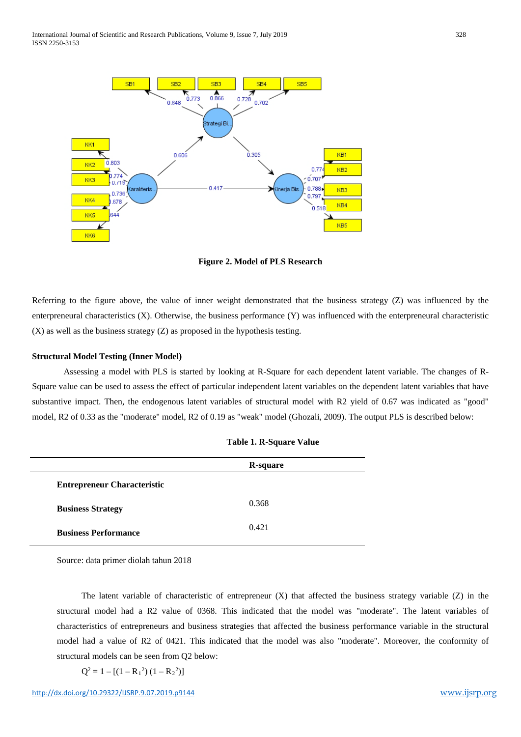SB1
SB2
SB3
SB4
SB5
0.648
0.773
0.866
0.728
0.702
Strategi Bi...
0.606
0.305
KK1
KK2
KK3
KK4
KK5
KK6
0.803
0.774
0.719
0.736
0.678
0.644
Karakteris...
0.417
Kinerja Bis...
KB1
KB2
KB3
KB4
KB5
0.774
0.707
0.788
0.797
0.518

**Figure 2. Model of PLS Research**

Referring to the figure above, the value of inner weight demonstrated that the business strategy (Z) was influenced by the enterpreneural characteristics (X). Otherwise, the business performance (Y) was influenced with the enterpreneural characteristic (X) as well as the business strategy (Z) as proposed in the hypothesis testing.

### Structural Model Testing (Inner Model)

Assessing a model with PLS is started by looking at R-Square for each dependent latent variable. The changes of R-Square value can be used to assess the effect of particular independent latent variables on the dependent latent variables that have substantive impact. Then, the endogenous latent variables of structural model with R2 yield of 0.67 was indicated as "good" model, R2 of 0.33 as the "moderate" model, R2 of 0.19 as "weak" model (Ghozali, 2009). The output PLS is described below:

**Table 1. R-Square Value**

| | R-square |
|---|---|
| **Entrepreneur Characteristic** | |
| **Business Strategy** | 0.368 |
| **Business Performance** | 0.421 |

Source: data primer diolah tahun 2018

The latent variable of characteristic of entrepreneur (X) that affected the business strategy variable (Z) in the structural model had a R2 value of 0368. This indicated that the model was "moderate". The latent variables of characteristics of entrepreneurs and business strategies that affected the business performance variable in the structural model had a value of R2 of 0421. This indicated that the model was also "moderate". Moreover, the conformity of structural models can be seen from Q2 below:

$$Q^2 = 1 - [(1 - R_1^2)(1 - R_2^2)]$$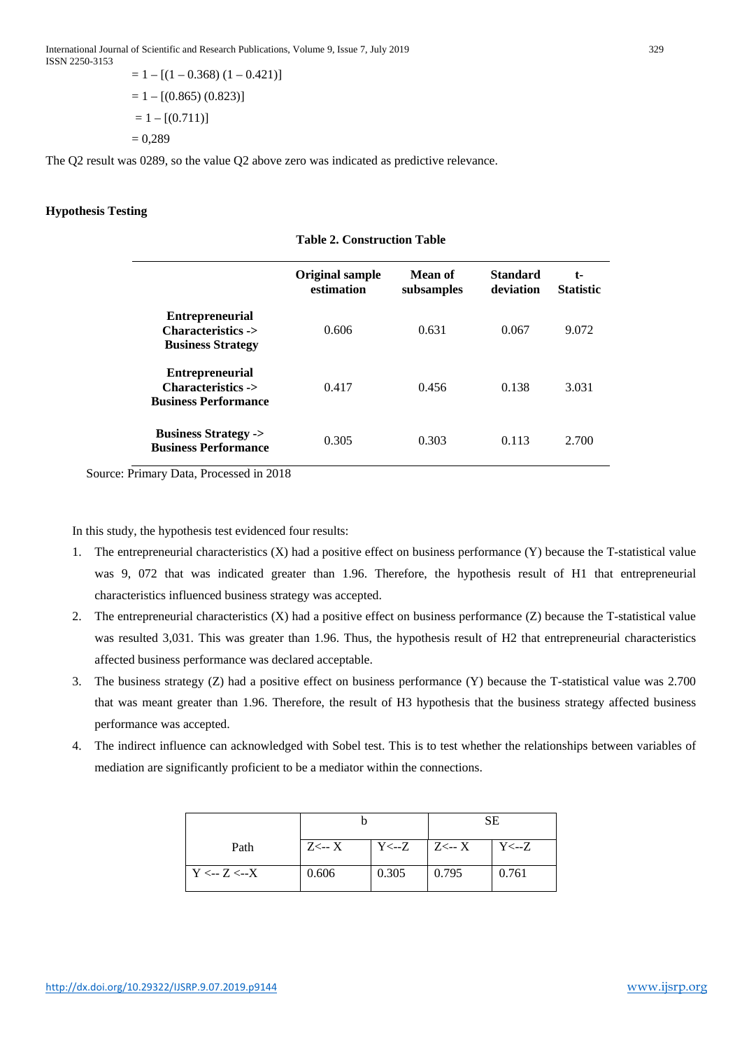$= 1 – [(1 – 0.368) (1 – 0.421)]$

$= 1 – [(0.865) (0.823)]$

$= 1 – [(0.711)]$

$= 0,289$

The Q2 result was 0289, so the value Q2 above zero was indicated as predictive relevance.

**Hypothesis Testing**

**Table 2. Construction Table**

| | Original sample estimation | Mean of subsamples | Standard deviation | t-Statistic |
|---|---|---|---|---|
| **Entrepreneurial Characteristics -> Business Strategy** | 0.606 | 0.631 | 0.067 | 9.072 |
| **Entrepreneurial Characteristics -> Business Performance** | 0.417 | 0.456 | 0.138 | 3.031 |
| **Business Strategy -> Business Performance** | 0.305 | 0.303 | 0.113 | 2.700 |

Source: Primary Data, Processed in 2018

In this study, the hypothesis test evidenced four results:

1. The entrepreneurial characteristics (X) had a positive effect on business performance (Y) because the T-statistical value was 9, 072 that was indicated greater than 1.96. Therefore, the hypothesis result of H1 that entrepreneurial characteristics influenced business strategy was accepted.
2. The entrepreneurial characteristics (X) had a positive effect on business performance (Z) because the T-statistical value was resulted 3,031. This was greater than 1.96. Thus, the hypothesis result of H2 that entrepreneurial characteristics affected business performance was declared acceptable.
3. The business strategy (Z) had a positive effect on business performance (Y) because the T-statistical value was 2.700 that was meant greater than 1.96. Therefore, the result of H3 hypothesis that the business strategy affected business performance was accepted.
4. The indirect influence can acknowledged with Sobel test. This is to test whether the relationships between variables of mediation are significantly proficient to be a mediator within the connections.

| | b | | SE | |
|---|---|---|---|---|
| Path | Z<-- X | Y<--Z | Z<-- X | Y<--Z |
| Y <-- Z <--X | 0.606 | 0.305 | 0.795 | 0.761 |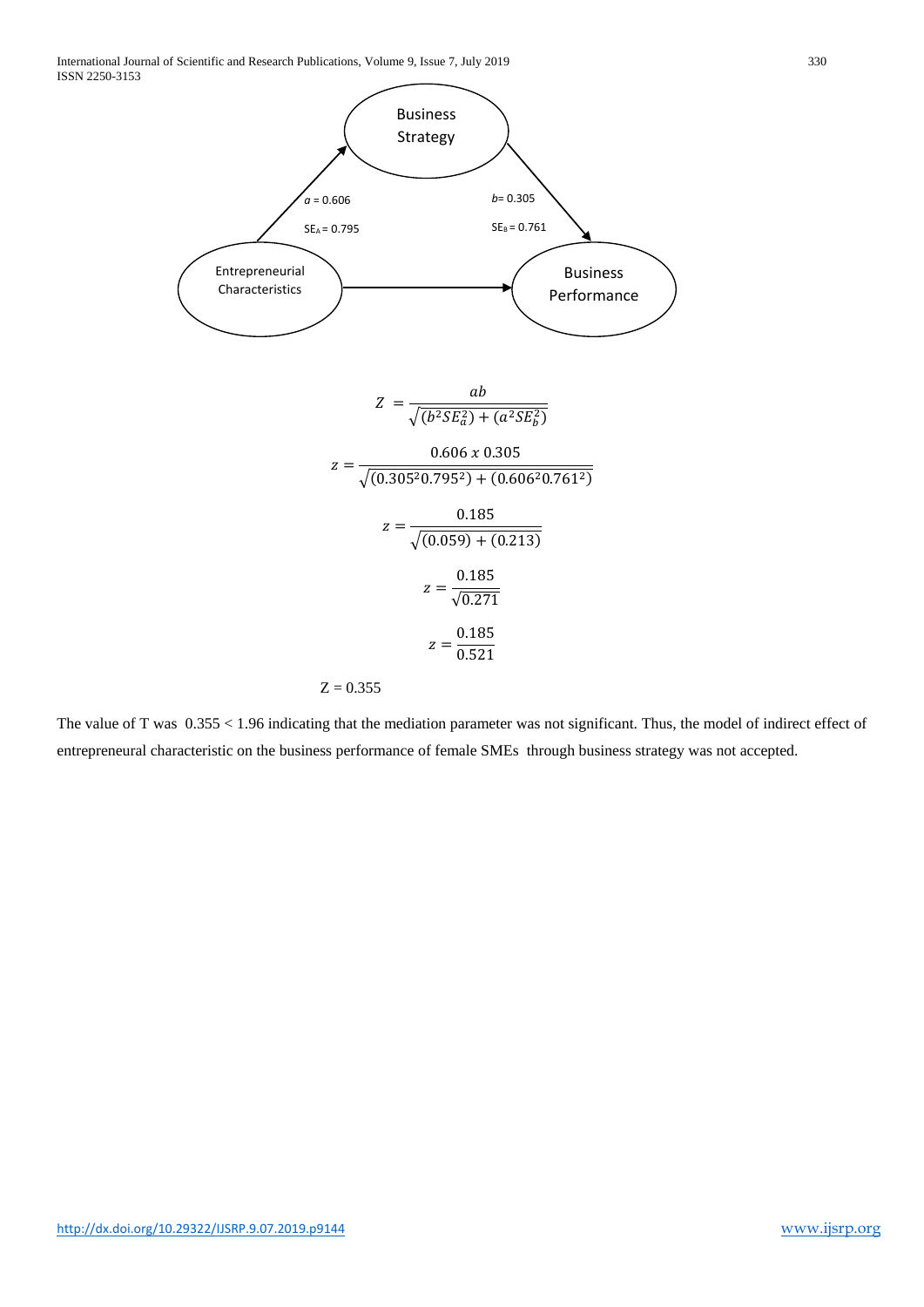Business Strategy

$a = 0.606$

$SE_A = 0.795$

$b = 0.305$

$SE_B = 0.761$

Entrepreneurial Characteristics

Business Performance

$$Z = \frac{ab}{\sqrt{(b^2 SE_a^2) + (a^2 SE_b^2)}}$$

$$z = \frac{0.606 \; x \; 0.305}{\sqrt{(0.305^2 0.795^2) + (0.606^2 0.761^2)}}$$

$$z = \frac{0.185}{\sqrt{(0.059) + (0.213)}}$$

$$z = \frac{0.185}{\sqrt{0.271}}$$

$$z = \frac{0.185}{0.521}$$

Z = 0.355

The value of T was 0.355 < 1.96 indicating that the mediation parameter was not significant. Thus, the model of indirect effect of entrepreneural characteristic on the business performance of female SMEs through business strategy was not accepted.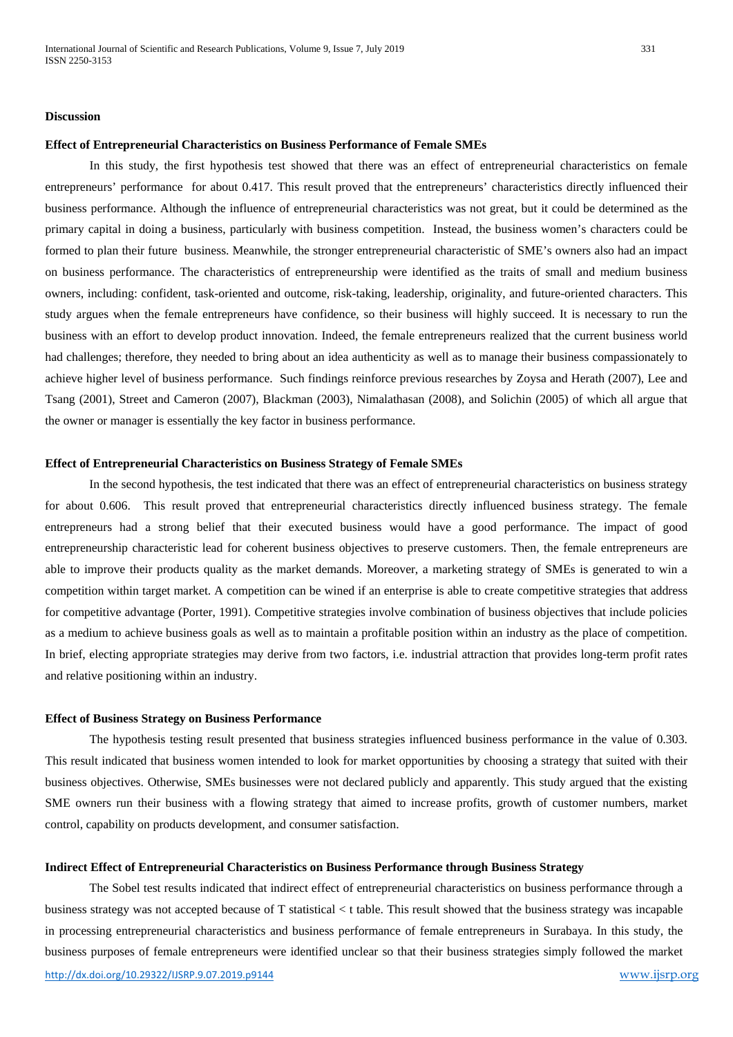**Discussion**

**Effect of Entrepreneurial Characteristics on Business Performance of Female SMEs**

In this study, the first hypothesis test showed that there was an effect of entrepreneurial characteristics on female entrepreneurs' performance for about 0.417. This result proved that the entrepreneurs' characteristics directly influenced their business performance. Although the influence of entrepreneurial characteristics was not great, but it could be determined as the primary capital in doing a business, particularly with business competition. Instead, the business women's characters could be formed to plan their future business. Meanwhile, the stronger entrepreneurial characteristic of SME's owners also had an impact on business performance. The characteristics of entrepreneurship were identified as the traits of small and medium business owners, including: confident, task-oriented and outcome, risk-taking, leadership, originality, and future-oriented characters. This study argues when the female entrepreneurs have confidence, so their business will highly succeed. It is necessary to run the business with an effort to develop product innovation. Indeed, the female entrepreneurs realized that the current business world had challenges; therefore, they needed to bring about an idea authenticity as well as to manage their business compassionately to achieve higher level of business performance. Such findings reinforce previous researches by Zoysa and Herath (2007), Lee and Tsang (2001), Street and Cameron (2007), Blackman (2003), Nimalathasan (2008), and Solichin (2005) of which all argue that the owner or manager is essentially the key factor in business performance.

**Effect of Entrepreneurial Characteristics on Business Strategy of Female SMEs**

In the second hypothesis, the test indicated that there was an effect of entrepreneurial characteristics on business strategy for about 0.606. This result proved that entrepreneurial characteristics directly influenced business strategy. The female entrepreneurs had a strong belief that their executed business would have a good performance. The impact of good entrepreneurship characteristic lead for coherent business objectives to preserve customers. Then, the female entrepreneurs are able to improve their products quality as the market demands. Moreover, a marketing strategy of SMEs is generated to win a competition within target market. A competition can be wined if an enterprise is able to create competitive strategies that address for competitive advantage (Porter, 1991). Competitive strategies involve combination of business objectives that include policies as a medium to achieve business goals as well as to maintain a profitable position within an industry as the place of competition. In brief, electing appropriate strategies may derive from two factors, i.e. industrial attraction that provides long-term profit rates and relative positioning within an industry.

**Effect of Business Strategy on Business Performance**

The hypothesis testing result presented that business strategies influenced business performance in the value of 0.303. This result indicated that business women intended to look for market opportunities by choosing a strategy that suited with their business objectives. Otherwise, SMEs businesses were not declared publicly and apparently. This study argued that the existing SME owners run their business with a flowing strategy that aimed to increase profits, growth of customer numbers, market control, capability on products development, and consumer satisfaction.

**Indirect Effect of Entrepreneurial Characteristics on Business Performance through Business Strategy**

The Sobel test results indicated that indirect effect of entrepreneurial characteristics on business performance through a business strategy was not accepted because of T statistical < t table. This result showed that the business strategy was incapable in processing entrepreneurial characteristics and business performance of female entrepreneurs in Surabaya. In this study, the business purposes of female entrepreneurs were identified unclear so that their business strategies simply followed the market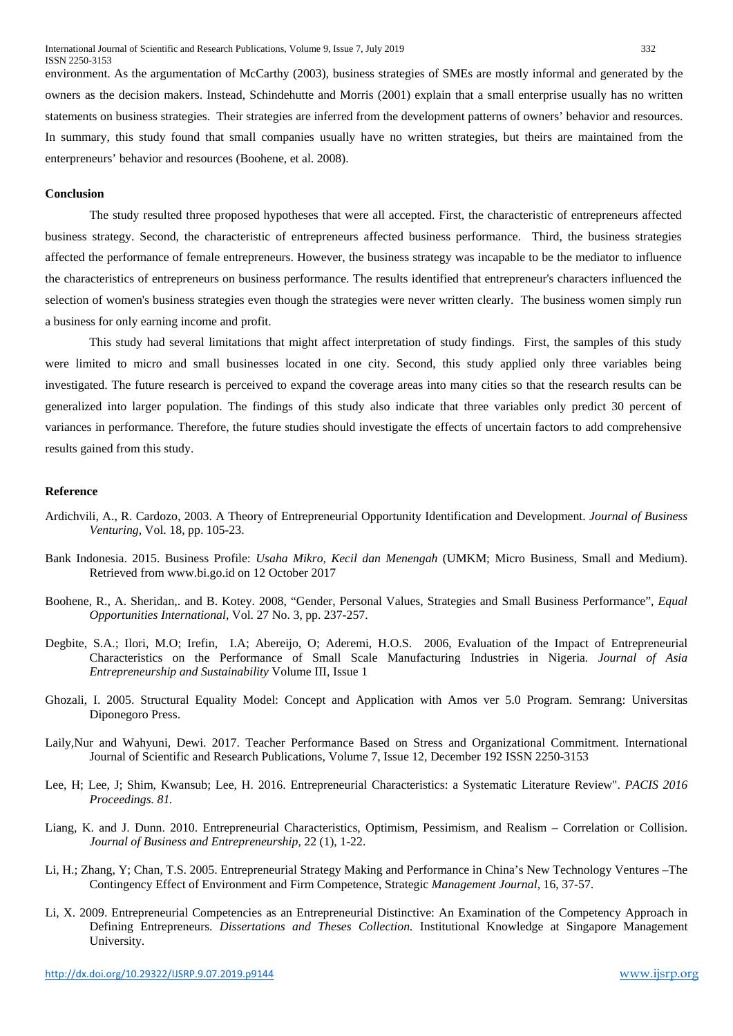environment. As the argumentation of McCarthy (2003), business strategies of SMEs are mostly informal and generated by the owners as the decision makers. Instead, Schindehutte and Morris (2001) explain that a small enterprise usually has no written statements on business strategies. Their strategies are inferred from the development patterns of owners' behavior and resources. In summary, this study found that small companies usually have no written strategies, but theirs are maintained from the enterpreneurs' behavior and resources (Boohene, et al. 2008).

**Conclusion**

The study resulted three proposed hypotheses that were all accepted. First, the characteristic of entrepreneurs affected business strategy. Second, the characteristic of entrepreneurs affected business performance. Third, the business strategies affected the performance of female entrepreneurs. However, the business strategy was incapable to be the mediator to influence the characteristics of entrepreneurs on business performance. The results identified that entrepreneur's characters influenced the selection of women's business strategies even though the strategies were never written clearly. The business women simply run a business for only earning income and profit.

This study had several limitations that might affect interpretation of study findings. First, the samples of this study were limited to micro and small businesses located in one city. Second, this study applied only three variables being investigated. The future research is perceived to expand the coverage areas into many cities so that the research results can be generalized into larger population. The findings of this study also indicate that three variables only predict 30 percent of variances in performance. Therefore, the future studies should investigate the effects of uncertain factors to add comprehensive results gained from this study.

**Reference**

Ardichvili, A., R. Cardozo, 2003. A Theory of Entrepreneurial Opportunity Identification and Development. *Journal of Business Venturing*, Vol. 18, pp. 105-23.

Bank Indonesia. 2015. Business Profile: *Usaha Mikro, Kecil dan Menengah* (UMKM; Micro Business, Small and Medium). Retrieved from www.bi.go.id on 12 October 2017

Boohene, R., A. Sheridan,. and B. Kotey. 2008, "Gender, Personal Values, Strategies and Small Business Performance", *Equal Opportunities International*, Vol. 27 No. 3, pp. 237-257.

Degbite, S.A.; Ilori, M.O; Irefin, I.A; Abereijo, O; Aderemi, H.O.S. 2006, Evaluation of the Impact of Entrepreneurial Characteristics on the Performance of Small Scale Manufacturing Industries in Nigeria. *Journal of Asia Entrepreneurship and Sustainability* Volume III, Issue 1

Ghozali, I. 2005. Structural Equality Model: Concept and Application with Amos ver 5.0 Program. Semrang: Universitas Diponegoro Press.

Laily,Nur and Wahyuni, Dewi. 2017. Teacher Performance Based on Stress and Organizational Commitment. International Journal of Scientific and Research Publications, Volume 7, Issue 12, December 192 ISSN 2250-3153

Lee, H; Lee, J; Shim, Kwansub; Lee, H. 2016. Entrepreneurial Characteristics: a Systematic Literature Review". *PACIS 2016 Proceedings. 81.*

Liang, K. and J. Dunn. 2010. Entrepreneurial Characteristics, Optimism, Pessimism, and Realism – Correlation or Collision. *Journal of Business and Entrepreneurship*, 22 (1), 1-22.

Li, H.; Zhang, Y; Chan, T.S. 2005. Entrepreneurial Strategy Making and Performance in China's New Technology Ventures –The Contingency Effect of Environment and Firm Competence, Strategic *Management Journal*, 16, 37-57.

Li, X. 2009. Entrepreneurial Competencies as an Entrepreneurial Distinctive: An Examination of the Competency Approach in Defining Entrepreneurs. *Dissertations and Theses Collection.* Institutional Knowledge at Singapore Management University.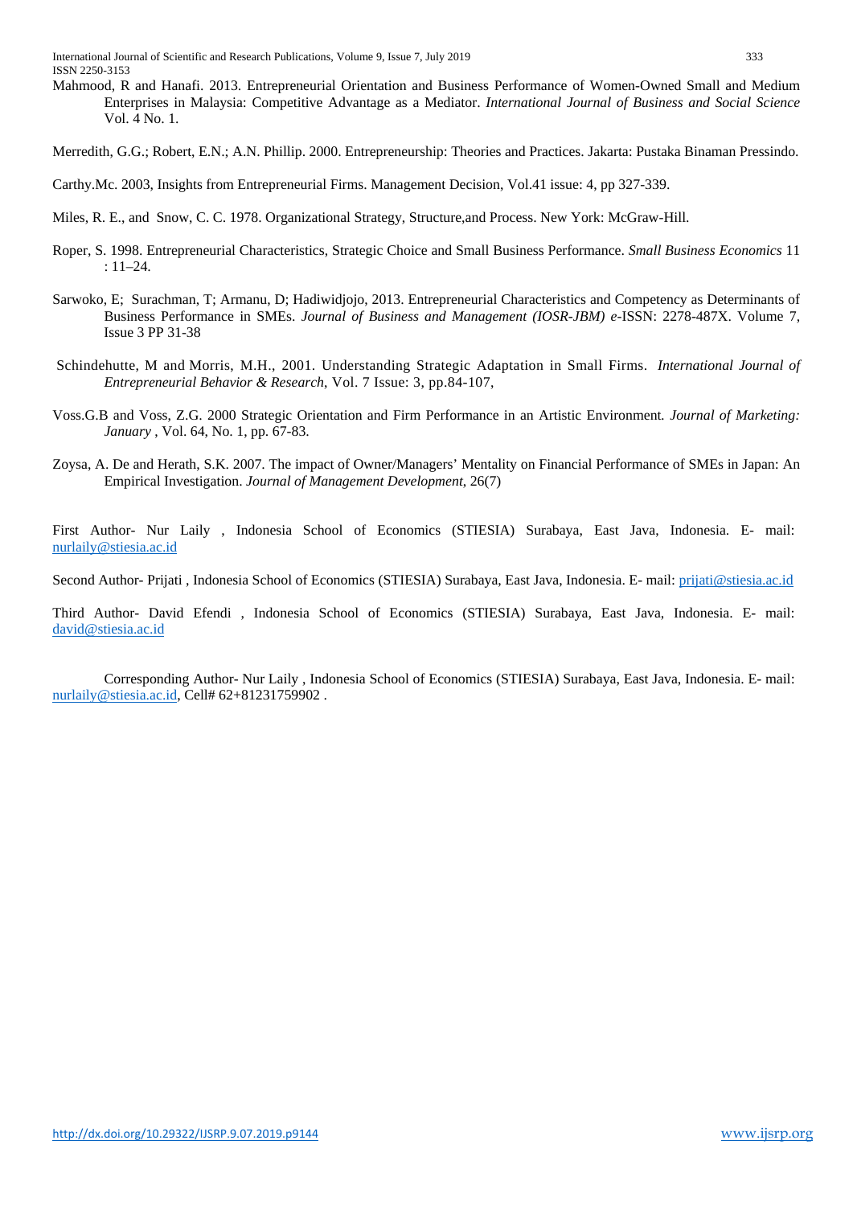Mahmood, R and Hanafi. 2013. Entrepreneurial Orientation and Business Performance of Women-Owned Small and Medium Enterprises in Malaysia: Competitive Advantage as a Mediator. *International Journal of Business and Social Science* Vol. 4 No. 1.

Merredith, G.G.; Robert, E.N.; A.N. Phillip. 2000. Entrepreneurship: Theories and Practices. Jakarta: Pustaka Binaman Pressindo.

Carthy.Mc. 2003, Insights from Entrepreneurial Firms. Management Decision, Vol.41 issue: 4, pp 327-339.

Miles, R. E., and Snow, C. C. 1978. Organizational Strategy, Structure,and Process. New York: McGraw-Hill.

Roper, S. 1998. Entrepreneurial Characteristics, Strategic Choice and Small Business Performance. *Small Business Economics* 11 : 11–24.

Sarwoko, E; Surachman, T; Armanu, D; Hadiwidjojo, 2013. Entrepreneurial Characteristics and Competency as Determinants of Business Performance in SMEs. *Journal of Business and Management (IOSR-JBM) e*-ISSN: 2278-487X. Volume 7, Issue 3 PP 31-38

Schindehutte, M and Morris, M.H., 2001. Understanding Strategic Adaptation in Small Firms. *International Journal of Entrepreneurial Behavior & Research*, Vol. 7 Issue: 3, pp.84-107,

Voss.G.B and Voss, Z.G. 2000 Strategic Orientation and Firm Performance in an Artistic Environment. *Journal of Marketing: January* , Vol. 64, No. 1, pp. 67-83.

Zoysa, A. De and Herath, S.K. 2007. The impact of Owner/Managers' Mentality on Financial Performance of SMEs in Japan: An Empirical Investigation. *Journal of Management Development*, 26(7)

First Author- Nur Laily , Indonesia School of Economics (STIESIA) Surabaya, East Java, Indonesia. E- mail: nurlaily@stiesia.ac.id

Second Author- Prijati , Indonesia School of Economics (STIESIA) Surabaya, East Java, Indonesia. E- mail: prijati@stiesia.ac.id

Third Author- David Efendi , Indonesia School of Economics (STIESIA) Surabaya, East Java, Indonesia. E- mail: david@stiesia.ac.id

Corresponding Author- Nur Laily , Indonesia School of Economics (STIESIA) Surabaya, East Java, Indonesia. E- mail: nurlaily@stiesia.ac.id, Cell# 62+81231759902 .